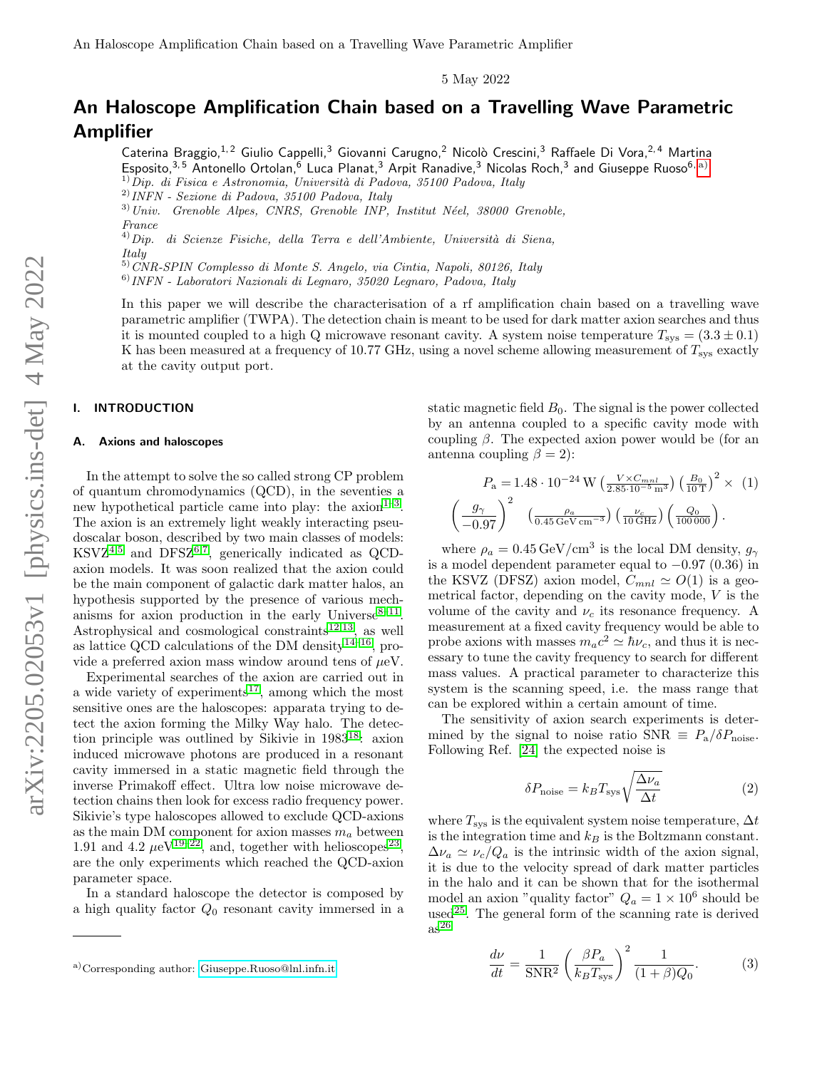5 May 2022

# An Haloscope Amplification Chain based on a Travelling Wave Parametric Amplifier

Caterina Braggio,[1,2] Giulio Cappelli,[3] Giovanni Carugno,[2] Nicolò Crescini,[3] Raffaele Di Vora,[2,4] Martina Esposito,[3,5] Antonello Ortolan,[6] Luca Planat,[3] Arpit Ranadive,[3] Nicolas Roch,[3] and Giuseppe Ruoso[6,a)]

[1] *Dip. di Fisica e Astronomia, Università di Padova, 35100 Padova, Italy*
[2] *INFN - Sezione di Padova, 35100 Padova, Italy*
[3] *Univ. Grenoble Alpes, CNRS, Grenoble INP, Institut Néel, 38000 Grenoble, France*
[4] *Dip. di Scienze Fisiche, della Terra e dell'Ambiente, Università di Siena, Italy*
[5] *CNR-SPIN Complesso di Monte S. Angelo, via Cintia, Napoli, 80126, Italy*
[6] *INFN - Laboratori Nazionali di Legnaro, 35020 Legnaro, Padova, Italy*

In this paper we will describe the characterisation of a rf amplification chain based on a travelling wave parametric amplifier (TWPA). The detection chain is meant to be used for dark matter axion searches and thus it is mounted coupled to a high Q microwave resonant cavity. A system noise temperature $T_{\rm sys} = (3.3 \pm 0.1)$ K has been measured at a frequency of 10.77 GHz, using a novel scheme allowing measurement of $T_{\rm sys}$ exactly at the cavity output port.

## I. INTRODUCTION

### A. Axions and haloscopes

In the attempt to solve the so called strong CP problem of quantum chromodynamics (QCD), in the seventies a new hypothetical particle came into play: the axion[1–3]. The axion is an extremely light weakly interacting pseudoscalar boson, described by two main classes of models: KSVZ[4,5] and DFSZ[6,7], generically indicated as QCD-axion models. It was soon realized that the axion could be the main component of galactic dark matter halos, an hypothesis supported by the presence of various mechanisms for axion production in the early Universe[8–11]. Astrophysical and cosmological constraints[12,13], as well as lattice QCD calculations of the DM density[14–16], provide a preferred axion mass window around tens of $\mu$eV.

Experimental searches of the axion are carried out in a wide variety of experiments[17], among which the most sensitive ones are the haloscopes: apparata trying to detect the axion forming the Milky Way halo. The detection principle was outlined by Sikivie in 1983[18]: axion induced microwave photons are produced in a resonant cavity immersed in a static magnetic field through the inverse Primakoff effect. Ultra low noise microwave detection chains then look for excess radio frequency power. Sikivie's type haloscopes allowed to exclude QCD-axions as the main DM component for axion masses $m_a$ between 1.91 and 4.2 $\mu$eV[19–22], and, together with helioscopes[23], are the only experiments which reached the QCD-axion parameter space.

In a standard haloscope the detector is composed by a high quality factor $Q_0$ resonant cavity immersed in a static magnetic field $B_0$. The signal is the power collected by an antenna coupled to a specific cavity mode with coupling $\beta$. The expected axion power would be (for an antenna coupling $\beta = 2$):

$$P_{\rm a} = 1.48 \cdot 10^{-24}\,{\rm W} \left(\frac{V \times C_{mnl}}{2.85 \cdot 10^{-5}\,{\rm m}^3}\right) \left(\frac{B_0}{10\,{\rm T}}\right)^2 \times \left(\frac{g_\gamma}{-0.97}\right)^2 \left(\frac{\rho_a}{0.45\,{\rm GeV\,cm}^{-3}}\right) \left(\frac{\nu_c}{10\,{\rm GHz}}\right) \left(\frac{Q_0}{100\,000}\right). \quad (1)$$

where $\rho_a = 0.45\,{\rm GeV/cm}^3$ is the local DM density, $g_\gamma$ is a model dependent parameter equal to $-0.97$ (0.36) in the KSVZ (DFSZ) axion model, $C_{mnl} \simeq O(1)$ is a geometrical factor, depending on the cavity mode, $V$ is the volume of the cavity and $\nu_c$ its resonance frequency. A measurement at a fixed cavity frequency would be able to probe axions with masses $m_a c^2 \simeq \hbar\nu_c$, and thus it is necessary to tune the cavity frequency to search for different mass values. A practical parameter to characterize this system is the scanning speed, i.e. the mass range that can be explored within a certain amount of time.

The sensitivity of axion search experiments is determined by the signal to noise ratio ${\rm SNR} \equiv P_{\rm a}/\delta P_{\rm noise}$. Following Ref. [24] the expected noise is

$$\delta P_{\rm noise} = k_B T_{\rm sys} \sqrt{\frac{\Delta\nu_a}{\Delta t}} \quad (2)$$

where $T_{\rm sys}$ is the equivalent system noise temperature, $\Delta t$ is the integration time and $k_B$ is the Boltzmann constant. $\Delta\nu_a \simeq \nu_c/Q_a$ is the intrinsic width of the axion signal, it is due to the velocity spread of dark matter particles in the halo and it can be shown that for the isothermal model an axion "quality factor" $Q_a = 1 \times 10^6$ should be used[25]. The general form of the scanning rate is derived as[26]

$$\frac{d\nu}{dt} = \frac{1}{{\rm SNR}^2} \left(\frac{\beta P_a}{k_B T_{\rm sys}}\right)^2 \frac{1}{(1+\beta) Q_0}. \quad (3)$$

a) Corresponding author: Giuseppe.Ruoso@lnl.infn.it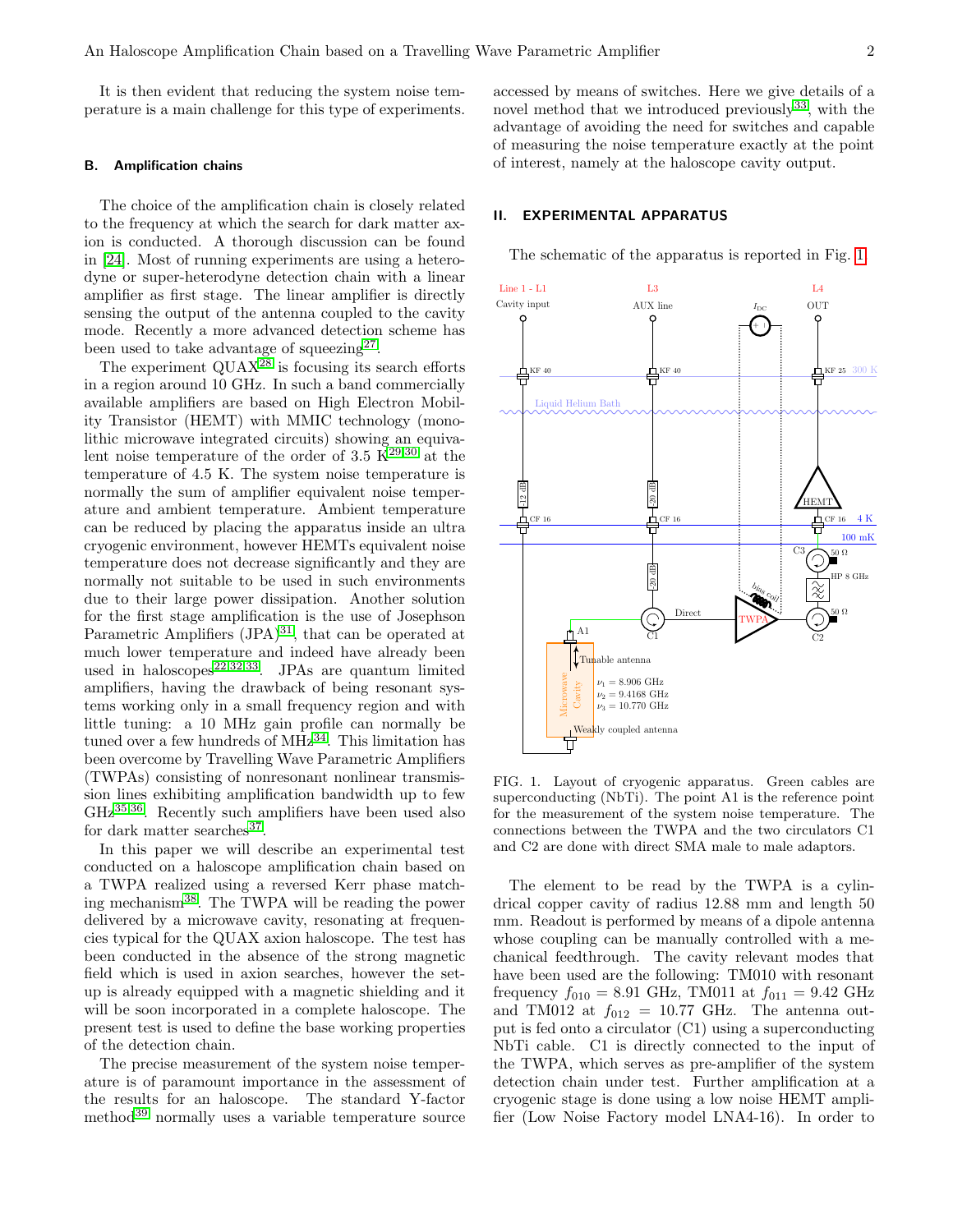It is then evident that reducing the system noise temperature is a main challenge for this type of experiments.

### B. Amplification chains

The choice of the amplification chain is closely related to the frequency at which the search for dark matter axion is conducted. A thorough discussion can be found in [24]. Most of running experiments are using a heterodyne or super-heterodyne detection chain with a linear amplifier as first stage. The linear amplifier is directly sensing the output of the antenna coupled to the cavity mode. Recently a more advanced detection scheme has been used to take advantage of squeezing[27].

The experiment QUAX[28] is focusing its search efforts in a region around 10 GHz. In such a band commercially available amplifiers are based on High Electron Mobility Transistor (HEMT) with MMIC technology (monolithic microwave integrated circuits) showing an equivalent noise temperature of the order of 3.5 K[29,30] at the temperature of 4.5 K. The system noise temperature is normally the sum of amplifier equivalent noise temperature and ambient temperature. Ambient temperature can be reduced by placing the apparatus inside an ultra cryogenic environment, however HEMTs equivalent noise temperature does not decrease significantly and they are normally not suitable to be used in such environments due to their large power dissipation. Another solution for the first stage amplification is the use of Josephson Parametric Amplifiers (JPA)[31], that can be operated at much lower temperature and indeed have already been used in haloscopes[22,32,33]. JPAs are quantum limited amplifiers, having the drawback of being resonant systems working only in a small frequency region and with little tuning: a 10 MHz gain profile can normally be tuned over a few hundreds of MHz[34]. This limitation has been overcome by Travelling Wave Parametric Amplifiers (TWPAs) consisting of nonresonant nonlinear transmission lines exhibiting amplification bandwidth up to few GHz[35,36]. Recently such amplifiers have been used also for dark matter searches[37].

In this paper we will describe an experimental test conducted on a haloscope amplification chain based on a TWPA realized using a reversed Kerr phase matching mechanism[38]. The TWPA will be reading the power delivered by a microwave cavity, resonating at frequencies typical for the QUAX axion haloscope. The test has been conducted in the absence of the strong magnetic field which is used in axion searches, however the setup is already equipped with a magnetic shielding and it will be soon incorporated in a complete haloscope. The present test is used to define the base working properties of the detection chain.

The precise measurement of the system noise temperature is of paramount importance in the assessment of the results for an haloscope. The standard Y-factor method[39] normally uses a variable temperature source accessed by means of switches. Here we give details of a novel method that we introduced previously[33], with the advantage of avoiding the need for switches and capable of measuring the noise temperature exactly at the point of interest, namely at the haloscope cavity output.

## II. EXPERIMENTAL APPARATUS

The schematic of the apparatus is reported in Fig. 1.

FIG. 1. Layout of cryogenic apparatus. Green cables are superconducting (NbTi). The point A1 is the reference point for the measurement of the system noise temperature. The connections between the TWPA and the two circulators C1 and C2 are done with direct SMA male to male adaptors.

The element to be read by the TWPA is a cylindrical copper cavity of radius 12.88 mm and length 50 mm. Readout is performed by means of a dipole antenna whose coupling can be manually controlled with a mechanical feedthrough. The cavity relevant modes that have been used are the following: TM010 with resonant frequency $f_{010} = 8.91$ GHz, TM011 at $f_{011} = 9.42$ GHz and TM012 at $f_{012} = 10.77$ GHz. The antenna output is fed onto a circulator (C1) using a superconducting NbTi cable. C1 is directly connected to the input of the TWPA, which serves as pre-amplifier of the system detection chain under test. Further amplification at a cryogenic stage is done using a low noise HEMT amplifier (Low Noise Factory model LNA4-16). In order to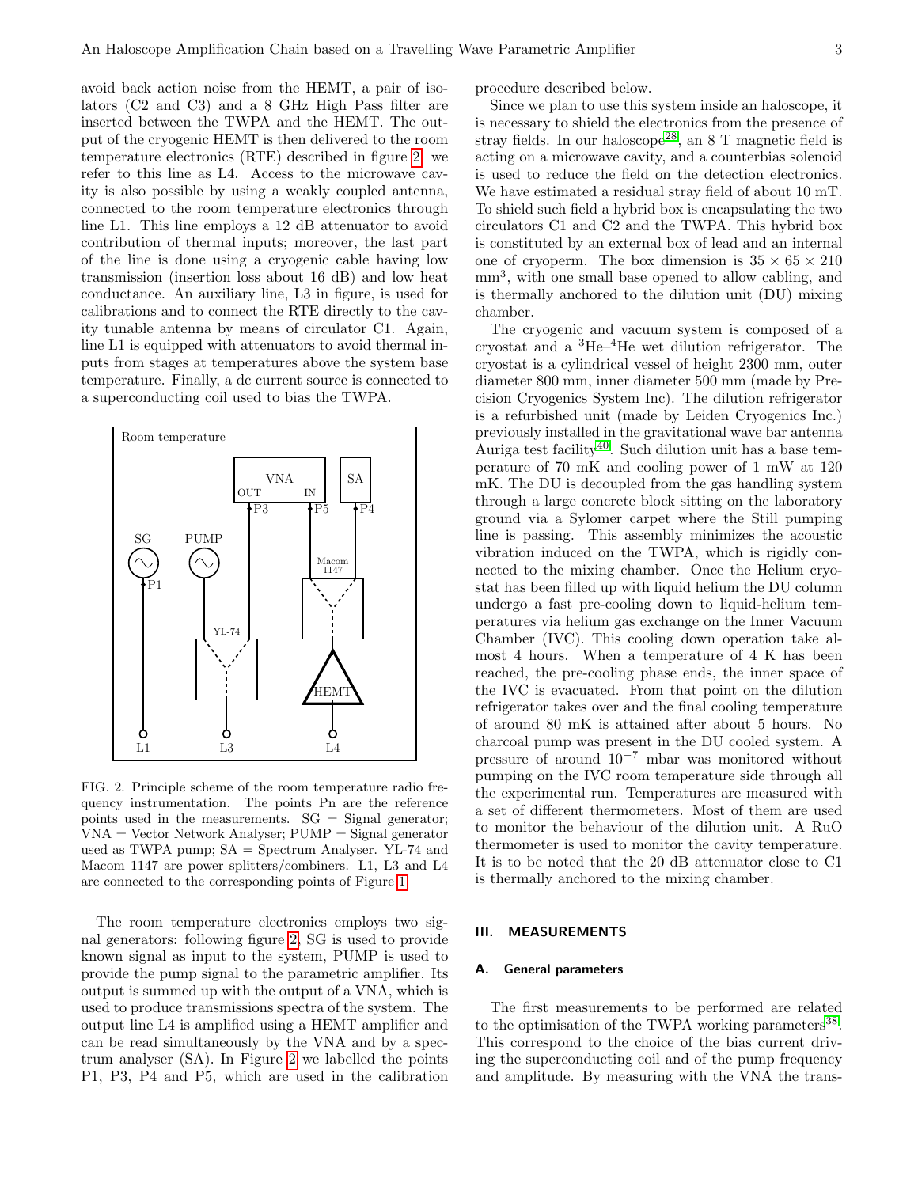avoid back action noise from the HEMT, a pair of isolators (C2 and C3) and a 8 GHz High Pass filter are inserted between the TWPA and the HEMT. The output of the cryogenic HEMT is then delivered to the room temperature electronics (RTE) described in figure 2, we refer to this line as L4. Access to the microwave cavity is also possible by using a weakly coupled antenna, connected to the room temperature electronics through line L1. This line employs a 12 dB attenuator to avoid contribution of thermal inputs; moreover, the last part of the line is done using a cryogenic cable having low transmission (insertion loss about 16 dB) and low heat conductance. An auxiliary line, L3 in figure, is used for calibrations and to connect the RTE directly to the cavity tunable antenna by means of circulator C1. Again, line L1 is equipped with attenuators to avoid thermal inputs from stages at temperatures above the system base temperature. Finally, a dc current source is connected to a superconducting coil used to bias the TWPA.

FIG. 2. Principle scheme of the room temperature radio frequency instrumentation. The points Pn are the reference points used in the measurements. SG = Signal generator; VNA = Vector Network Analyser; PUMP = Signal generator used as TWPA pump; SA = Spectrum Analyser. YL-74 and Macom 1147 are power splitters/combiners. L1, L3 and L4 are connected to the corresponding points of Figure 1.

The room temperature electronics employs two signal generators: following figure 2, SG is used to provide known signal as input to the system, PUMP is used to provide the pump signal to the parametric amplifier. Its output is summed up with the output of a VNA, which is used to produce transmissions spectra of the system. The output line L4 is amplified using a HEMT amplifier and can be read simultaneously by the VNA and by a spectrum analyser (SA). In Figure 2 we labelled the points P1, P3, P4 and P5, which are used in the calibration procedure described below.

Since we plan to use this system inside an haloscope, it is necessary to shield the electronics from the presence of stray fields. In our haloscope[28], an 8 T magnetic field is acting on a microwave cavity, and a counterbias solenoid is used to reduce the field on the detection electronics. We have estimated a residual stray field of about 10 mT. To shield such field a hybrid box is encapsulating the two circulators C1 and C2 and the TWPA. This hybrid box is constituted by an external box of lead and an internal one of cryoperm. The box dimension is $35 \times 65 \times 210$ mm$^3$, with one small base opened to allow cabling, and is thermally anchored to the dilution unit (DU) mixing chamber.

The cryogenic and vacuum system is composed of a cryostat and a $^3$He–$^4$He wet dilution refrigerator. The cryostat is a cylindrical vessel of height 2300 mm, outer diameter 800 mm, inner diameter 500 mm (made by Precision Cryogenics System Inc). The dilution refrigerator is a refurbished unit (made by Leiden Cryogenics Inc.) previously installed in the gravitational wave bar antenna Auriga test facility[40]. Such dilution unit has a base temperature of 70 mK and cooling power of 1 mW at 120 mK. The DU is decoupled from the gas handling system through a large concrete block sitting on the laboratory ground via a Sylomer carpet where the Still pumping line is passing. This assembly minimizes the acoustic vibration induced on the TWPA, which is rigidly connected to the mixing chamber. Once the Helium cryostat has been filled up with liquid helium the DU column undergo a fast pre-cooling down to liquid-helium temperatures via helium gas exchange on the Inner Vacuum Chamber (IVC). This cooling down operation take almost 4 hours. When a temperature of 4 K has been reached, the pre-cooling phase ends, the inner space of the IVC is evacuated. From that point on the dilution refrigerator takes over and the final cooling temperature of around 80 mK is attained after about 5 hours. No charcoal pump was present in the DU cooled system. A pressure of around $10^{-7}$ mbar was monitored without pumping on the IVC room temperature side through all the experimental run. Temperatures are measured with a set of different thermometers. Most of them are used to monitor the behaviour of the dilution unit. A RuO thermometer is used to monitor the cavity temperature. It is to be noted that the 20 dB attenuator close to C1 is thermally anchored to the mixing chamber.

## III. MEASUREMENTS

### A. General parameters

The first measurements to be performed are related to the optimisation of the TWPA working parameters[38]. This correspond to the choice of the bias current driving the superconducting coil and of the pump frequency and amplitude. By measuring with the VNA the trans-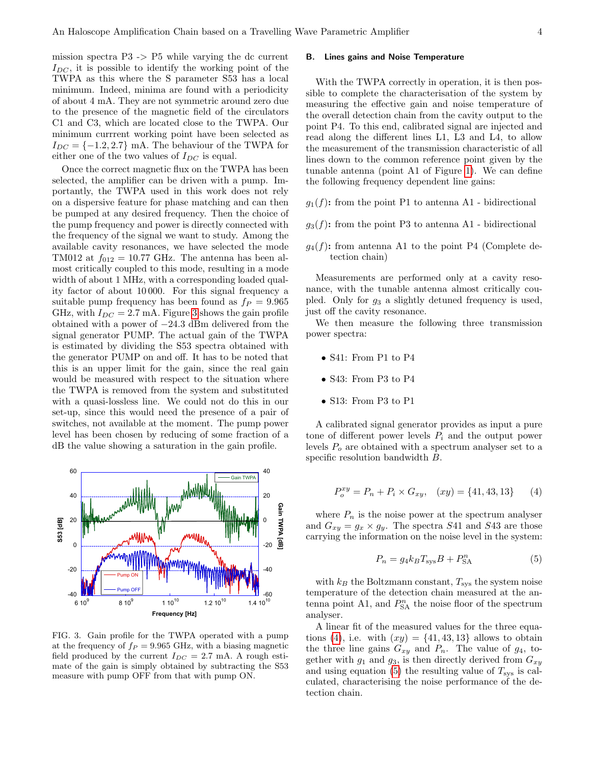mission spectra P3 -> P5 while varying the dc current $I_{DC}$, it is possible to identify the working point of the TWPA as this where the S parameter S53 has a local minimum. Indeed, minima are found with a periodicity of about 4 mA. They are not symmetric around zero due to the presence of the magnetic field of the circulators C1 and C3, which are located close to the TWPA. Our minimum currrent working point have been selected as $I_{DC} = \{-1.2, 2.7\}$ mA. The behaviour of the TWPA for either one of the two values of $I_{DC}$ is equal.

Once the correct magnetic flux on the TWPA has been selected, the amplifier can be driven with a pump. Importantly, the TWPA used in this work does not rely on a dispersive feature for phase matching and can then be pumped at any desired frequency. Then the choice of the pump frequency and power is directly connected with the frequency of the signal we want to study. Among the available cavity resonances, we have selected the mode TM012 at $f_{012} = 10.77$ GHz. The antenna has been almost critically coupled to this mode, resulting in a mode width of about 1 MHz, with a corresponding loaded quality factor of about 10 000. For this signal frequency a suitable pump frequency has been found as $f_P = 9.965$ GHz, with $I_{DC} = 2.7$ mA. Figure 3 shows the gain profile obtained with a power of $-24.3$ dBm delivered from the signal generator PUMP. The actual gain of the TWPA is estimated by dividing the S53 spectra obtained with the generator PUMP on and off. It has to be noted that this is an upper limit for the gain, since the real gain would be measured with respect to the situation where the TWPA is removed from the system and substituted with a quasi-lossless line. We could not do this in our set-up, since this would need the presence of a pair of switches, not available at the moment. The pump power level has been chosen by reducing of some fraction of a dB the value showing a saturation in the gain profile.

FIG. 3. Gain profile for the TWPA operated with a pump at the frequency of $f_P = 9.965$ GHz, with a biasing magnetic field produced by the current $I_{DC} = 2.7$ mA. A rough estimate of the gain is simply obtained by subtracting the S53 measure with pump OFF from that with pump ON.

### B. Lines gains and Noise Temperature

With the TWPA correctly in operation, it is then possible to complete the characterisation of the system by measuring the effective gain and noise temperature of the overall detection chain from the cavity output to the point P4. To this end, calibrated signal are injected and read along the different lines L1, L3 and L4, to allow the measurement of the transmission characteristic of all lines down to the common reference point given by the tunable antenna (point A1 of Figure 1). We can define the following frequency dependent line gains:

**$g_1(f)$:** from the point P1 to antenna A1 - bidirectional

**$g_3(f)$:** from the point P3 to antenna A1 - bidirectional

**$g_4(f)$:** from antenna A1 to the point P4 (Complete detection chain)

Measurements are performed only at a cavity resonance, with the tunable antenna almost critically coupled. Only for $g_3$ a slightly detuned frequency is used, just off the cavity resonance.

We then measure the following three transmission power spectra:

- S41: From P1 to P4
- S43: From P3 to P4
- S13: From P3 to P1

A calibrated signal generator provides as input a pure tone of different power levels $P_i$ and the output power levels $P_o$ are obtained with a spectrum analyser set to a specific resolution bandwidth $B$.

$$P_o^{xy} = P_n + P_i \times G_{xy}, \quad (xy) = \{41, 43, 13\} \tag{4}$$

where $P_n$ is the noise power at the spectrum analyser and $G_{xy} = g_x \times g_y$. The spectra $S41$ and $S43$ are those carrying the information on the noise level in the system:

$$P_n = g_4 k_B T_{\text{sys}} B + P_{\text{SA}}^n \tag{5}$$

with $k_B$ the Boltzmann constant, $T_{\text{sys}}$ the system noise temperature of the detection chain measured at the antenna point A1, and $P_{\text{SA}}^n$ the noise floor of the spectrum analyser.

A linear fit of the measured values for the three equations (4), i.e. with $(xy) = \{41, 43, 13\}$ allows to obtain the three line gains $G_{xy}$ and $P_n$. The value of $g_4$, together with $g_1$ and $g_3$, is then directly derived from $G_{xy}$ and using equation (5) the resulting value of $T_{\text{sys}}$ is calculated, characterising the noise performance of the detection chain.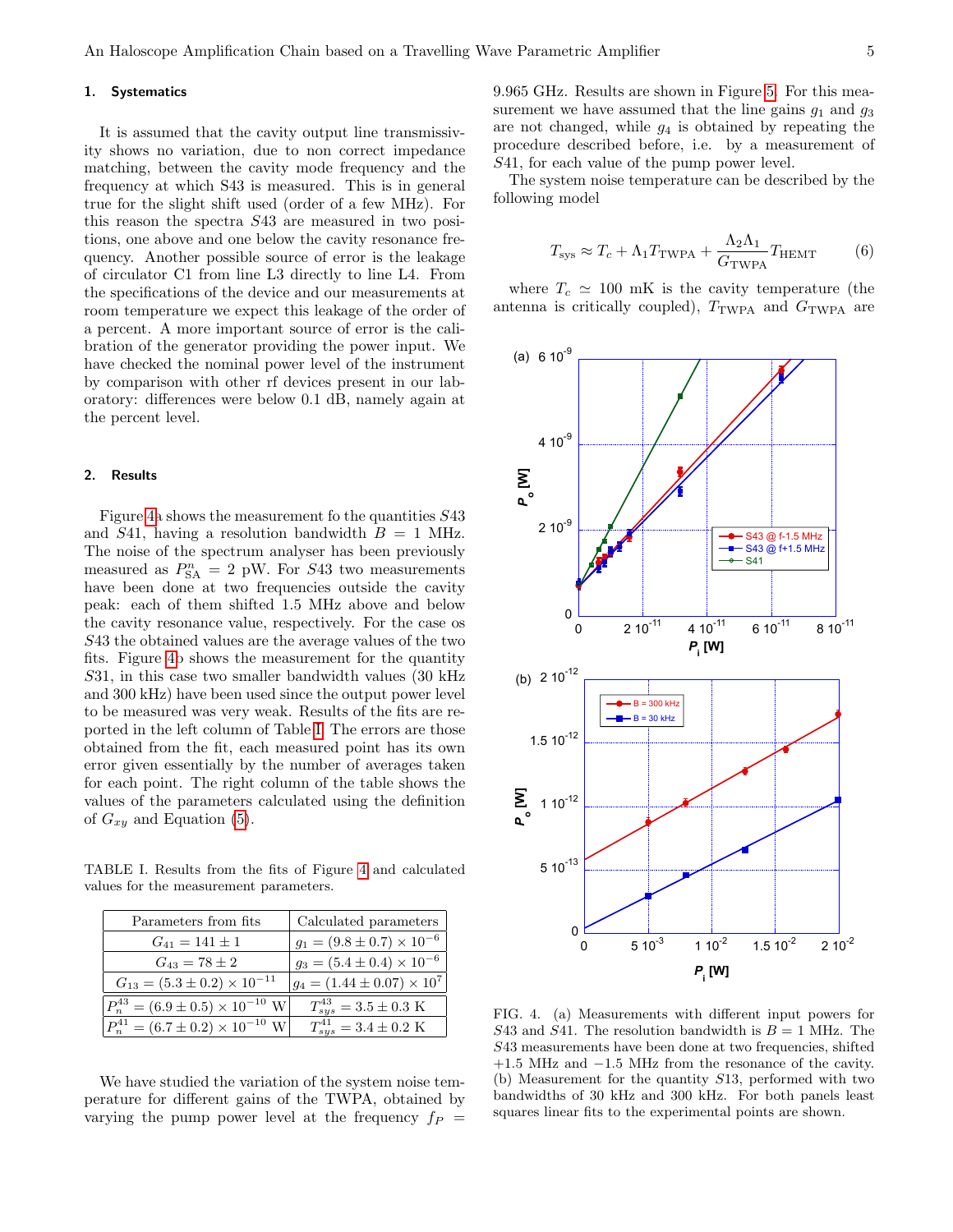### 1. Systematics

It is assumed that the cavity output line transmissivity shows no variation, due to non correct impedance matching, between the cavity mode frequency and the frequency at which S43 is measured. This is in general true for the slight shift used (order of a few MHz). For this reason the spectra $S43$ are measured in two positions, one above and one below the cavity resonance frequency. Another possible source of error is the leakage of circulator C1 from line L3 directly to line L4. From the specifications of the device and our measurements at room temperature we expect this leakage of the order of a percent. A more important source of error is the calibration of the generator providing the power input. We have checked the nominal power level of the instrument by comparison with other rf devices present in our laboratory: differences were below 0.1 dB, namely again at the percent level.

### 2. Results

Figure 4a shows the measurement fo the quantities $S43$ and $S41$, having a resolution bandwidth $B = 1$ MHz. The noise of the spectrum analyser has been previously measured as $P^n_{\rm SA} = 2$ pW. For $S43$ two measurements have been done at two frequencies outside the cavity peak: each of them shifted 1.5 MHz above and below the cavity resonance value, respectively. For the case os $S43$ the obtained values are the average values of the two fits. Figure 4b shows the measurement for the quantity $S31$, in this case two smaller bandwidth values (30 kHz and 300 kHz) have been used since the output power level to be measured was very weak. Results of the fits are reported in the left column of Table I. The errors are those obtained from the fit, each measured point has its own error given essentially by the number of averages taken for each point. The right column of the table shows the values of the parameters calculated using the definition of $G_{xy}$ and Equation (5).

TABLE I. Results from the fits of Figure 4 and calculated values for the measurement parameters.

| Parameters from fits | Calculated parameters |
|---|---|
| $G_{41} = 141 \pm 1$ | $g_1 = (9.8 \pm 0.7) \times 10^{-6}$ |
| $G_{43} = 78 \pm 2$ | $g_3 = (5.4 \pm 0.4) \times 10^{-6}$ |
| $G_{13} = (5.3 \pm 0.2) \times 10^{-11}$ | $g_4 = (1.44 \pm 0.07) \times 10^{7}$ |
| $P^{43}_n = (6.9 \pm 0.5) \times 10^{-10}$ W | $T^{43}_{sys} = 3.5 \pm 0.3$ K |
| $P^{41}_n = (6.7 \pm 0.2) \times 10^{-10}$ W | $T^{41}_{sys} = 3.4 \pm 0.2$ K |

We have studied the variation of the system noise temperature for different gains of the TWPA, obtained by varying the pump power level at the frequency $f_P = 9.965$ GHz. Results are shown in Figure 5. For this measurement we have assumed that the line gains $g_1$ and $g_3$ are not changed, while $g_4$ is obtained by repeating the procedure described before, i.e. by a measurement of $S41$, for each value of the pump power level.

The system noise temperature can be described by the following model

$$T_{\rm sys} \approx T_c + \Lambda_1 T_{\rm TWPA} + \frac{\Lambda_2 \Lambda_1}{G_{\rm TWPA}} T_{\rm HEMT} \qquad (6)$$

where $T_c \simeq 100$ mK is the cavity temperature (the antenna is critically coupled), $T_{\rm TWPA}$ and $G_{\rm TWPA}$ are

FIG. 4. (a) Measurements with different input powers for $S43$ and $S41$. The resolution bandwidth is $B = 1$ MHz. The $S43$ measurements have been done at two frequencies, shifted $+1.5$ MHz and $-1.5$ MHz from the resonance of the cavity. (b) Measurement for the quantity $S13$, performed with two bandwidths of 30 kHz and 300 kHz. For both panels least squares linear fits to the experimental points are shown.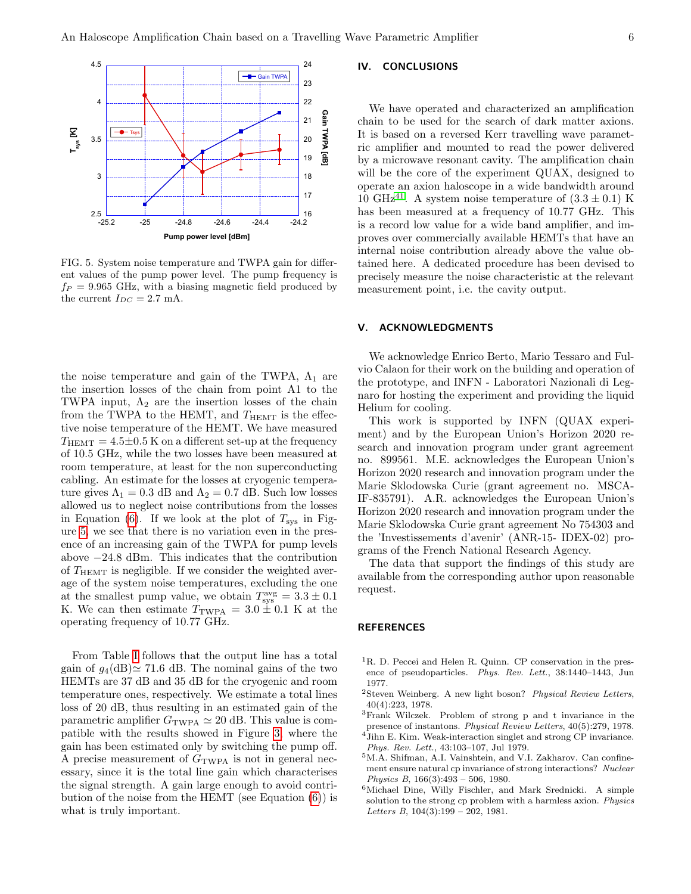FIG. 5. System noise temperature and TWPA gain for different values of the pump power level. The pump frequency is $f_P = 9.965$ GHz, with a biasing magnetic field produced by the current $I_{DC} = 2.7$ mA.

the noise temperature and gain of the TWPA, $\Lambda_1$ are the insertion losses of the chain from point A1 to the TWPA input, $\Lambda_2$ are the insertion losses of the chain from the TWPA to the HEMT, and $T_{\rm HEMT}$ is the effective noise temperature of the HEMT. We have measured $T_{\rm HEMT} = 4.5 \pm 0.5$ K on a different set-up at the frequency of 10.5 GHz, while the two losses have been measured at room temperature, at least for the non superconducting cabling. An estimate for the losses at cryogenic temperature gives $\Lambda_1 = 0.3$ dB and $\Lambda_2 = 0.7$ dB. Such low losses allowed us to neglect noise contributions from the losses in Equation (6). If we look at the plot of $T_{\rm sys}$ in Figure 5, we see that there is no variation even in the presence of an increasing gain of the TWPA for pump levels above $-24.8$ dBm. This indicates that the contribution of $T_{\rm HEMT}$ is negligible. If we consider the weighted average of the system noise temperatures, excluding the one at the smallest pump value, we obtain $T_{\rm sys}^{\rm avg} = 3.3 \pm 0.1$ K. We can then estimate $T_{\rm TWPA} = 3.0 \pm 0.1$ K at the operating frequency of 10.77 GHz.

From Table I follows that the output line has a total gain of $g_4$(dB)$\simeq$ 71.6 dB. The nominal gains of the two HEMTs are 37 dB and 35 dB for the cryogenic and room temperature ones, respectively. We estimate a total lines loss of 20 dB, thus resulting in an estimated gain of the parametric amplifier $G_{\rm TWPA} \simeq 20$ dB. This value is compatible with the results showed in Figure 3, where the gain has been estimated only by switching the pump off. A precise measurement of $G_{\rm TWPA}$ is not in general necessary, since it is the total line gain which characterises the signal strength. A gain large enough to avoid contribution of the noise from the HEMT (see Equation (6)) is what is truly important.

## IV. CONCLUSIONS

We have operated and characterized an amplification chain to be used for the search of dark matter axions. It is based on a reversed Kerr travelling wave parametric amplifier and mounted to read the power delivered by a microwave resonant cavity. The amplification chain will be the core of the experiment QUAX, designed to operate an axion haloscope in a wide bandwidth around 10 GHz[41]. A system noise temperature of $(3.3 \pm 0.1)$ K has been measured at a frequency of 10.77 GHz. This is a record low value for a wide band amplifier, and improves over commercially available HEMTs that have an internal noise contribution already above the value obtained here. A dedicated procedure has been devised to precisely measure the noise characteristic at the relevant measurement point, i.e. the cavity output.

## V. ACKNOWLEDGMENTS

We acknowledge Enrico Berto, Mario Tessaro and Fulvio Calaon for their work on the building and operation of the prototype, and INFN - Laboratori Nazionali di Legnaro for hosting the experiment and providing the liquid Helium for cooling.

This work is supported by INFN (QUAX experiment) and by the European Union's Horizon 2020 research and innovation program under grant agreement no. 899561. M.E. acknowledges the European Union's Horizon 2020 research and innovation program under the Marie Sklodowska Curie (grant agreement no. MSCA-IF-835791). A.R. acknowledges the European Union's Horizon 2020 research and innovation program under the Marie Sklodowska Curie grant agreement No 754303 and the 'Investissements d'avenir' (ANR-15- IDEX-02) programs of the French National Research Agency.

The data that support the findings of this study are available from the corresponding author upon reasonable request.

## REFERENCES

[1] R. D. Peccei and Helen R. Quinn. CP conservation in the presence of pseudoparticles. *Phys. Rev. Lett.*, 38:1440–1443, Jun 1977.

[2] Steven Weinberg. A new light boson? *Physical Review Letters*, 40(4):223, 1978.

[3] Frank Wilczek. Problem of strong p and t invariance in the presence of instantons. *Physical Review Letters*, 40(5):279, 1978.

[4] Jihn E. Kim. Weak-interaction singlet and strong CP invariance. *Phys. Rev. Lett.*, 43:103–107, Jul 1979.

[5] M.A. Shifman, A.I. Vainshtein, and V.I. Zakharov. Can confinement ensure natural cp invariance of strong interactions? *Nuclear Physics B*, 166(3):493 – 506, 1980.

[6] Michael Dine, Willy Fischler, and Mark Srednicki. A simple solution to the strong cp problem with a harmless axion. *Physics Letters B*, 104(3):199 – 202, 1981.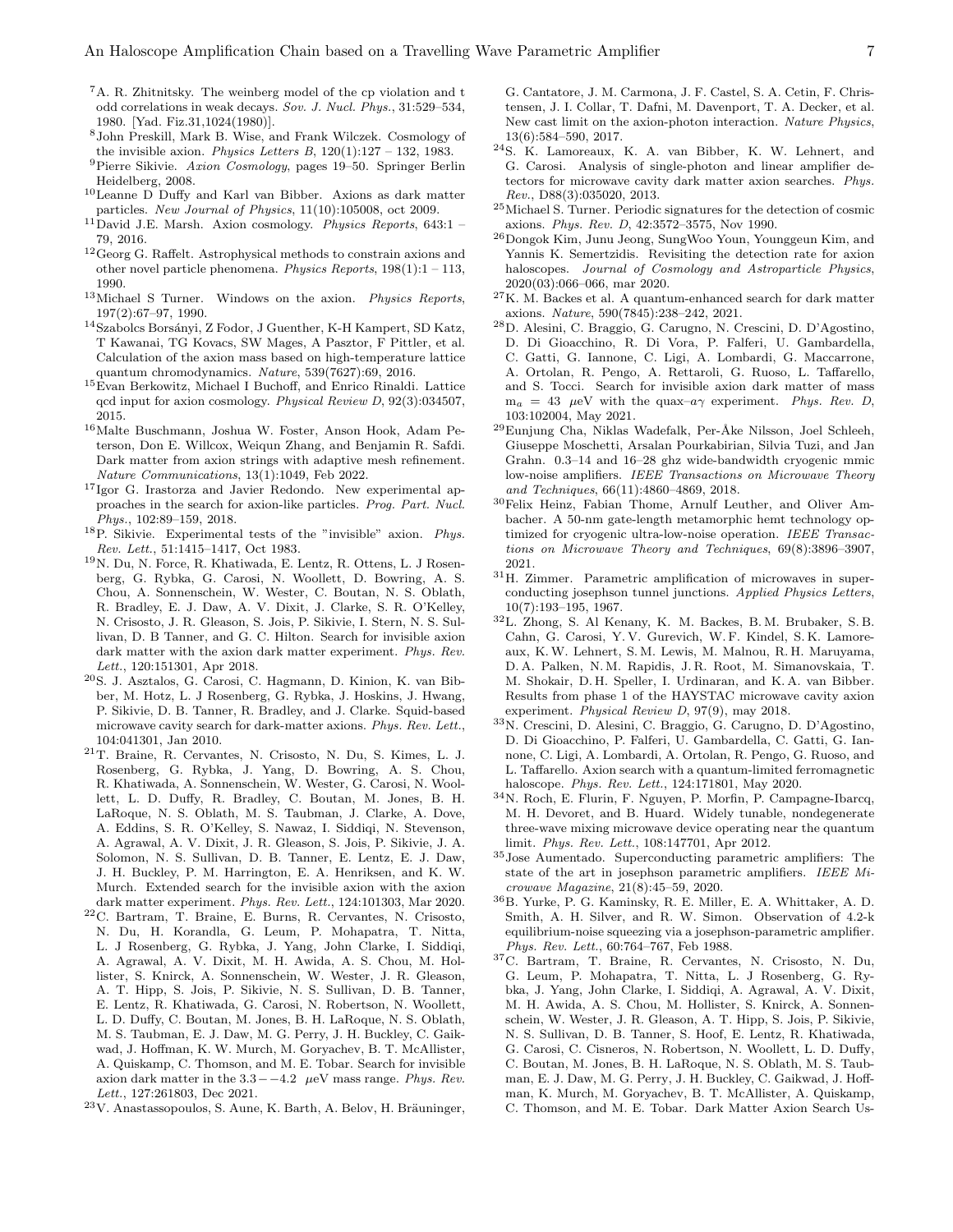[7] A. R. Zhitnitsky. The weinberg model of the cp violation and t odd correlations in weak decays. *Sov. J. Nucl. Phys.*, 31:529–534, 1980. [Yad. Fiz.31,1024(1980)].

[8] John Preskill, Mark B. Wise, and Frank Wilczek. Cosmology of the invisible axion. *Physics Letters B*, 120(1):127 – 132, 1983.

[9] Pierre Sikivie. *Axion Cosmology*, pages 19–50. Springer Berlin Heidelberg, 2008.

[10] Leanne D Duffy and Karl van Bibber. Axions as dark matter particles. *New Journal of Physics*, 11(10):105008, oct 2009.

[11] David J.E. Marsh. Axion cosmology. *Physics Reports*, 643:1 – 79, 2016.

[12] Georg G. Raffelt. Astrophysical methods to constrain axions and other novel particle phenomena. *Physics Reports*, 198(1):1 – 113, 1990.

[13] Michael S Turner. Windows on the axion. *Physics Reports*, 197(2):67–97, 1990.

[14] Szabolcs Borsányi, Z Fodor, J Guenther, K-H Kampert, SD Katz, T Kawanai, TG Kovacs, SW Mages, A Pasztor, F Pittler, et al. Calculation of the axion mass based on high-temperature lattice quantum chromodynamics. *Nature*, 539(7627):69, 2016.

[15] Evan Berkowitz, Michael I Buchoff, and Enrico Rinaldi. Lattice qcd input for axion cosmology. *Physical Review D*, 92(3):034507, 2015.

[16] Malte Buschmann, Joshua W. Foster, Anson Hook, Adam Peterson, Don E. Willcox, Weiqun Zhang, and Benjamin R. Safdi. Dark matter from axion strings with adaptive mesh refinement. *Nature Communications*, 13(1):1049, Feb 2022.

[17] Igor G. Irastorza and Javier Redondo. New experimental approaches in the search for axion-like particles. *Prog. Part. Nucl. Phys.*, 102:89–159, 2018.

[18] P. Sikivie. Experimental tests of the "invisible" axion. *Phys. Rev. Lett.*, 51:1415–1417, Oct 1983.

[19] N. Du, N. Force, R. Khatiwada, E. Lentz, R. Ottens, L. J Rosenberg, G. Rybka, G. Carosi, N. Woollett, D. Bowring, A. S. Chou, A. Sonnenschein, W. Wester, C. Boutan, N. S. Oblath, R. Bradley, E. J. Daw, A. V. Dixit, J. Clarke, S. R. O'Kelley, N. Crisosto, J. R. Gleason, S. Jois, P. Sikivie, I. Stern, N. S. Sullivan, D. B Tanner, and G. C. Hilton. Search for invisible axion dark matter with the axion dark matter experiment. *Phys. Rev. Lett.*, 120:151301, Apr 2018.

[20] S. J. Asztalos, G. Carosi, C. Hagmann, D. Kinion, K. van Bibber, M. Hotz, L. J Rosenberg, G. Rybka, J. Hoskins, J. Hwang, P. Sikivie, D. B. Tanner, R. Bradley, and J. Clarke. Squid-based microwave cavity search for dark-matter axions. *Phys. Rev. Lett.*, 104:041301, Jan 2010.

[21] T. Braine, R. Cervantes, N. Crisosto, N. Du, S. Kimes, L. J. Rosenberg, G. Rybka, J. Yang, D. Bowring, A. S. Chou, R. Khatiwada, A. Sonnenschein, W. Wester, G. Carosi, N. Woollett, L. D. Duffy, R. Bradley, C. Boutan, M. Jones, B. H. LaRoque, N. S. Oblath, M. S. Taubman, J. Clarke, A. Dove, A. Eddins, S. R. O'Kelley, S. Nawaz, I. Siddiqi, N. Stevenson, A. Agrawal, A. V. Dixit, J. R. Gleason, S. Jois, P. Sikivie, J. A. Solomon, N. S. Sullivan, D. B. Tanner, E. Lentz, E. J. Daw, J. H. Buckley, P. M. Harrington, E. A. Henriksen, and K. W. Murch. Extended search for the invisible axion with the axion dark matter experiment. *Phys. Rev. Lett.*, 124:101303, Mar 2020.

[22] C. Bartram, T. Braine, E. Burns, R. Cervantes, N. Crisosto, N. Du, H. Korandla, G. Leum, P. Mohapatra, T. Nitta, L. J Rosenberg, G. Rybka, J. Yang, John Clarke, I. Siddiqi, A. Agrawal, A. V. Dixit, M. H. Awida, A. S. Chou, M. Hollister, S. Knirck, A. Sonnenschein, W. Wester, J. R. Gleason, A. T. Hipp, S. Jois, P. Sikivie, N. S. Sullivan, D. B. Tanner, E. Lentz, R. Khatiwada, G. Carosi, N. Robertson, N. Woollett, L. D. Duffy, C. Boutan, M. Jones, B. H. LaRoque, N. S. Oblath, M. S. Taubman, E. J. Daw, M. G. Perry, J. H. Buckley, C. Gaikwad, J. Hoffman, K. W. Murch, M. Goryachev, B. T. McAllister, A. Quiskamp, C. Thomson, and M. E. Tobar. Search for invisible axion dark matter in the $3.3--4.2$ $\mu$eV mass range. *Phys. Rev. Lett.*, 127:261803, Dec 2021.

[23] V. Anastassopoulos, S. Aune, K. Barth, A. Belov, H. Bräuninger, G. Cantatore, J. M. Carmona, J. F. Castel, S. A. Cetin, F. Christensen, J. I. Collar, T. Dafni, M. Davenport, T. A. Decker, et al. New cast limit on the axion-photon interaction. *Nature Physics*, 13(6):584–590, 2017.

[24] S. K. Lamoreaux, K. A. van Bibber, K. W. Lehnert, and G. Carosi. Analysis of single-photon and linear amplifier detectors for microwave cavity dark matter axion searches. *Phys. Rev.*, D88(3):035020, 2013.

[25] Michael S. Turner. Periodic signatures for the detection of cosmic axions. *Phys. Rev. D*, 42:3572–3575, Nov 1990.

[26] Dongok Kim, Junu Jeong, SungWoo Youn, Younggeun Kim, and Yannis K. Semertzidis. Revisiting the detection rate for axion haloscopes. *Journal of Cosmology and Astroparticle Physics*, 2020(03):066–066, mar 2020.

[27] K. M. Backes et al. A quantum-enhanced search for dark matter axions. *Nature*, 590(7845):238–242, 2021.

[28] D. Alesini, C. Braggio, G. Carugno, N. Crescini, D. D'Agostino, D. Di Gioacchino, R. Di Vora, P. Falferi, U. Gambardella, C. Gatti, G. Iannone, C. Ligi, A. Lombardi, G. Maccarrone, A. Ortolan, R. Pengo, A. Rettaroli, G. Ruoso, L. Taffarello, and S. Tocci. Search for invisible axion dark matter of mass $m_a = 43$ $\mu$eV with the quax–$a\gamma$ experiment. *Phys. Rev. D*, 103:102004, May 2021.

[29] Eunjung Cha, Niklas Wadefalk, Per-Åke Nilsson, Joel Schleeh, Giuseppe Moschetti, Arsalan Pourkabirian, Silvia Tuzi, and Jan Grahn. 0.3–14 and 16–28 ghz wide-bandwidth cryogenic mmic low-noise amplifiers. *IEEE Transactions on Microwave Theory and Techniques*, 66(11):4860–4869, 2018.

[30] Felix Heinz, Fabian Thome, Arnulf Leuther, and Oliver Ambacher. A 50-nm gate-length metamorphic hemt technology optimized for cryogenic ultra-low-noise operation. *IEEE Transactions on Microwave Theory and Techniques*, 69(8):3896–3907, 2021.

[31] H. Zimmer. Parametric amplification of microwaves in superconducting josephson tunnel junctions. *Applied Physics Letters*, 10(7):193–195, 1967.

[32] L. Zhong, S. Al Kenany, K. M. Backes, B. M. Brubaker, S. B. Cahn, G. Carosi, Y. V. Gurevich, W. F. Kindel, S. K. Lamoreaux, K. W. Lehnert, S. M. Lewis, M. Malnou, R. H. Maruyama, D. A. Palken, N. M. Rapidis, J. R. Root, M. Simanovskaia, T. M. Shokair, D. H. Speller, I. Urdinaran, and K. A. van Bibber. Results from phase 1 of the HAYSTAC microwave cavity axion experiment. *Physical Review D*, 97(9), may 2018.

[33] N. Crescini, D. Alesini, C. Braggio, G. Carugno, D. D'Agostino, D. Di Gioacchino, P. Falferi, U. Gambardella, C. Gatti, G. Iannone, C. Ligi, A. Lombardi, A. Ortolan, R. Pengo, G. Ruoso, and L. Taffarello. Axion search with a quantum-limited ferromagnetic haloscope. *Phys. Rev. Lett.*, 124:171801, May 2020.

[34] N. Roch, E. Flurin, F. Nguyen, P. Morfin, P. Campagne-Ibarcq, M. H. Devoret, and B. Huard. Widely tunable, nondegenerate three-wave mixing microwave device operating near the quantum limit. *Phys. Rev. Lett.*, 108:147701, Apr 2012.

[35] Jose Aumentado. Superconducting parametric amplifiers: The state of the art in josephson parametric amplifiers. *IEEE Microwave Magazine*, 21(8):45–59, 2020.

[36] B. Yurke, P. G. Kaminsky, R. E. Miller, E. A. Whittaker, A. D. Smith, A. H. Silver, and R. W. Simon. Observation of 4.2-k equilibrium-noise squeezing via a josephson-parametric amplifier. *Phys. Rev. Lett.*, 60:764–767, Feb 1988.

[37] C. Bartram, T. Braine, R. Cervantes, N. Crisosto, N. Du, G. Leum, P. Mohapatra, T. Nitta, L. J Rosenberg, G. Rybka, J. Yang, John Clarke, I. Siddiqi, A. Agrawal, A. V. Dixit, M. H. Awida, A. S. Chou, M. Hollister, S. Knirck, A. Sonnenschein, W. Wester, J. R. Gleason, A. T. Hipp, S. Jois, P. Sikivie, N. S. Sullivan, D. B. Tanner, S. Hoof, E. Lentz, R. Khatiwada, G. Carosi, C. Cisneros, N. Robertson, N. Woollett, L. D. Duffy, C. Boutan, M. Jones, B. H. LaRoque, N. S. Oblath, M. S. Taubman, E. J. Daw, M. G. Perry, J. H. Buckley, C. Gaikwad, J. Hoffman, K. Murch, M. Goryachev, B. T. McAllister, A. Quiskamp, C. Thomson, and M. E. Tobar. Dark Matter Axion Search Us-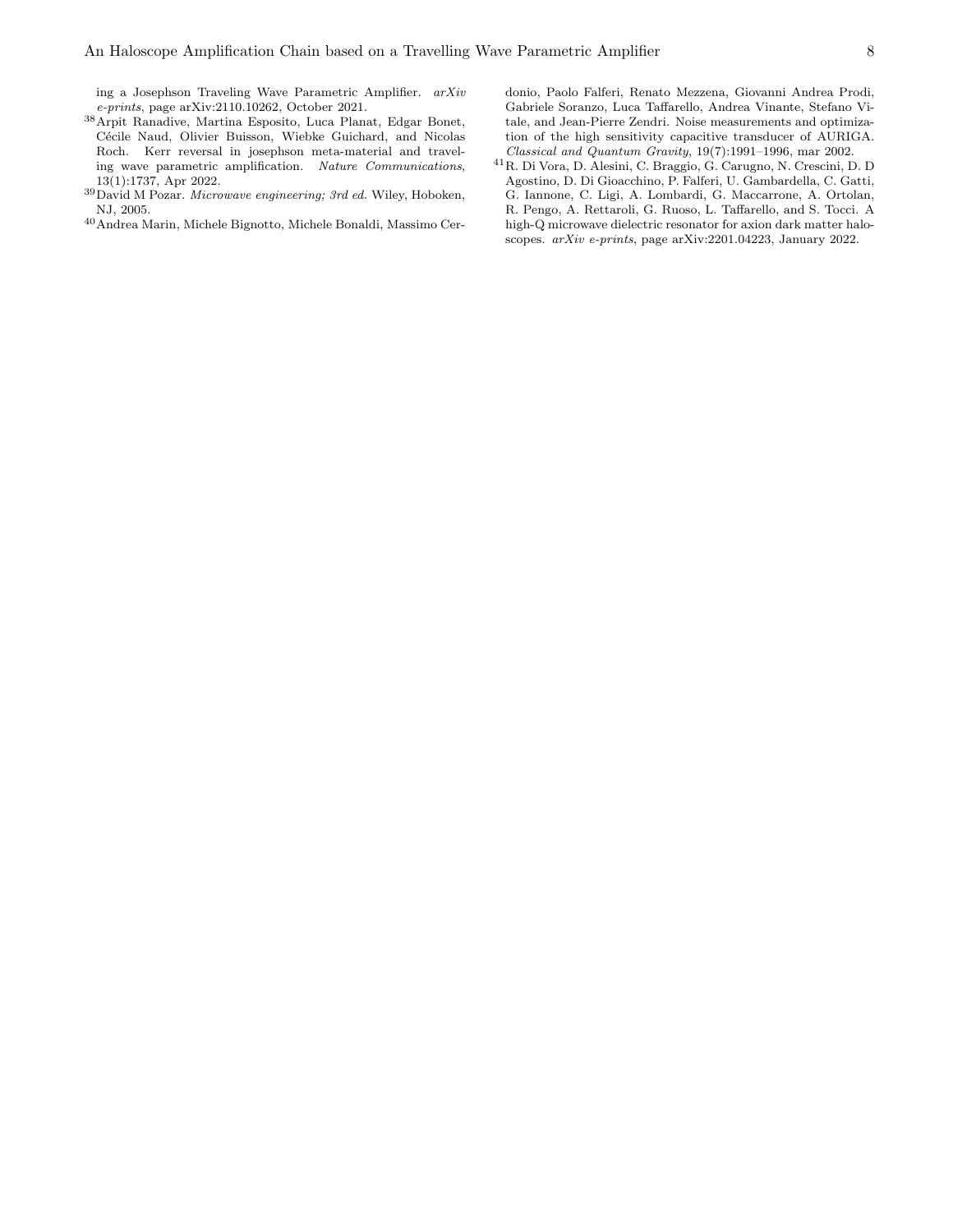ing a Josephson Traveling Wave Parametric Amplifier. *arXiv e-prints*, page arXiv:2110.10262, October 2021.

[38] Arpit Ranadive, Martina Esposito, Luca Planat, Edgar Bonet, Cécile Naud, Olivier Buisson, Wiebke Guichard, and Nicolas Roch. Kerr reversal in josephson meta-material and traveling wave parametric amplification. *Nature Communications*, 13(1):1737, Apr 2022.

[39] David M Pozar. *Microwave engineering; 3rd ed.* Wiley, Hoboken, NJ, 2005.

[40] Andrea Marin, Michele Bignotto, Michele Bonaldi, Massimo Cerdonio, Paolo Falferi, Renato Mezzena, Giovanni Andrea Prodi, Gabriele Soranzo, Luca Taffarello, Andrea Vinante, Stefano Vitale, and Jean-Pierre Zendri. Noise measurements and optimization of the high sensitivity capacitive transducer of AURIGA. *Classical and Quantum Gravity*, 19(7):1991–1996, mar 2002.

[41] R. Di Vora, D. Alesini, C. Braggio, G. Carugno, N. Crescini, D. D Agostino, D. Di Gioacchino, P. Falferi, U. Gambardella, C. Gatti, G. Iannone, C. Ligi, A. Lombardi, G. Maccarrone, A. Ortolan, R. Pengo, A. Rettaroli, G. Ruoso, L. Taffarello, and S. Tocci. A high-Q microwave dielectric resonator for axion dark matter haloscopes. *arXiv e-prints*, page arXiv:2201.04223, January 2022.